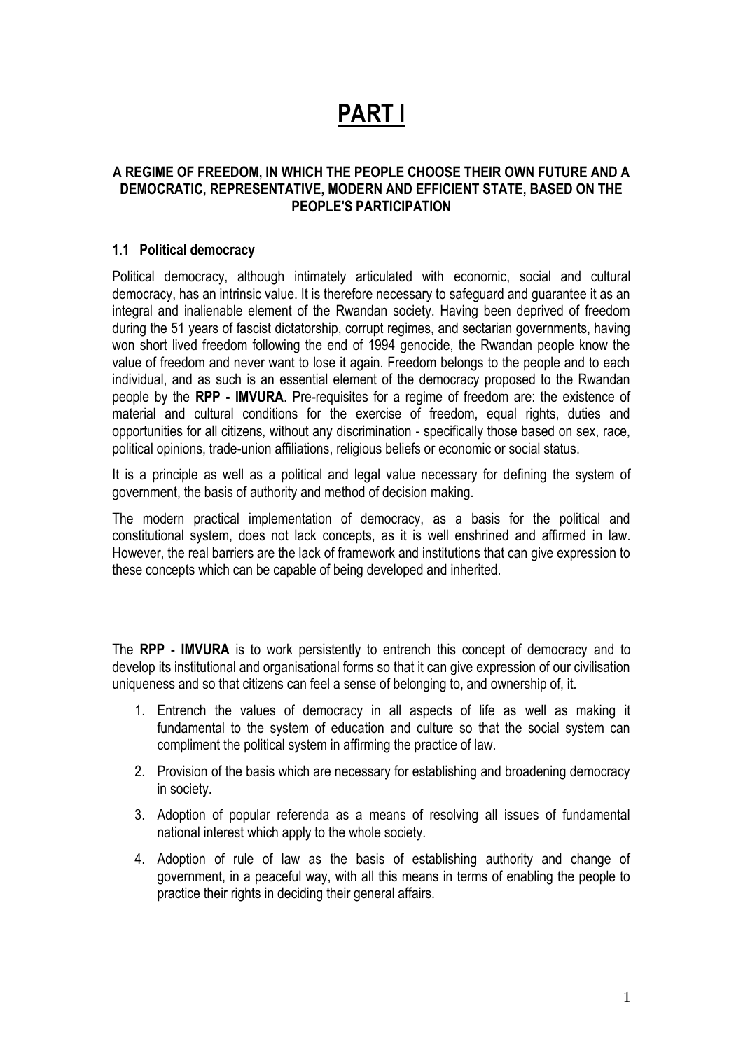# PART I

### A REGIME OF FREEDOM, IN WHICH THE PEOPLE CHOOSE THEIR OWN FUTURE AND A DEMOCRATIC, REPRESENTATIVE, MODERN AND EFFICIENT STATE, BASED ON THE PEOPLE'S PARTICIPATION

#### 1.1 Political democracy

Political democracy, although intimately articulated with economic, social and cultural democracy, has an intrinsic value. It is therefore necessary to safeguard and guarantee it as an integral and inalienable element of the Rwandan society. Having been deprived of freedom during the 51 years of fascist dictatorship, corrupt regimes, and sectarian governments, having won short lived freedom following the end of 1994 genocide, the Rwandan people know the value of freedom and never want to lose it again. Freedom belongs to the people and to each individual, and as such is an essential element of the democracy proposed to the Rwandan people by the **RPP - IMVURA**. Pre-requisites for a regime of freedom are: the existence of material and cultural conditions for the exercise of freedom, equal rights, duties and opportunities for all citizens, without any discrimination - specifically those based on sex, race, political opinions, trade-union affiliations, religious beliefs or economic or social status.

It is a principle as well as a political and legal value necessary for defining the system of government, the basis of authority and method of decision making.

The modern practical implementation of democracy, as a basis for the political and constitutional system, does not lack concepts, as it is well enshrined and affirmed in law. However, the real barriers are the lack of framework and institutions that can give expression to these concepts which can be capable of being developed and inherited.

The **RPP - IMVURA** is to work persistently to entrench this concept of democracy and to develop its institutional and organisational forms so that it can give expression of our civilisation uniqueness and so that citizens can feel a sense of belonging to, and ownership of, it.

1. Entrench the values of democracy in all aspects of life as well as making it fundamental to the system of education and culture so that the social system can compliment the political system in affirming the practice of law.
2. Provision of the basis which are necessary for establishing and broadening democracy in society.
3. Adoption of popular referenda as a means of resolving all issues of fundamental national interest which apply to the whole society.
4. Adoption of rule of law as the basis of establishing authority and change of government, in a peaceful way, with all this means in terms of enabling the people to practice their rights in deciding their general affairs.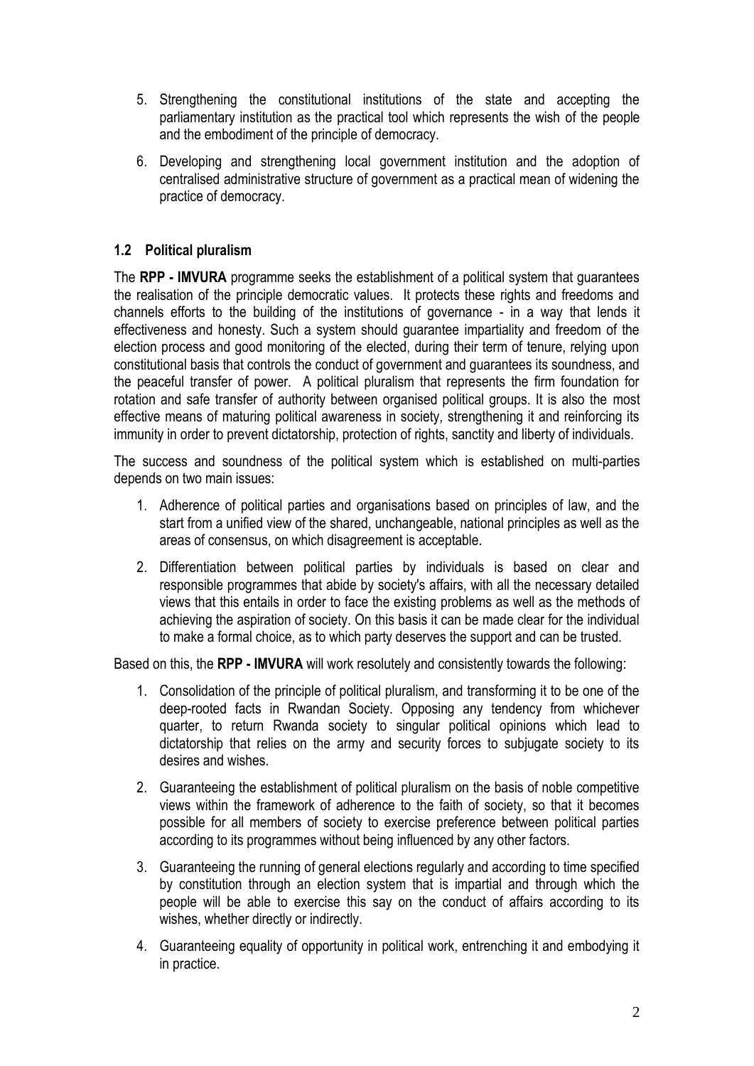5. Strengthening the constitutional institutions of the state and accepting the parliamentary institution as the practical tool which represents the wish of the people and the embodiment of the principle of democracy.

6. Developing and strengthening local government institution and the adoption of centralised administrative structure of government as a practical mean of widening the practice of democracy.

### 1.2 Political pluralism

The **RPP - IMVURA** programme seeks the establishment of a political system that guarantees the realisation of the principle democratic values. It protects these rights and freedoms and channels efforts to the building of the institutions of governance - in a way that lends it effectiveness and honesty. Such a system should guarantee impartiality and freedom of the election process and good monitoring of the elected, during their term of tenure, relying upon constitutional basis that controls the conduct of government and guarantees its soundness, and the peaceful transfer of power. A political pluralism that represents the firm foundation for rotation and safe transfer of authority between organised political groups. It is also the most effective means of maturing political awareness in society, strengthening it and reinforcing its immunity in order to prevent dictatorship, protection of rights, sanctity and liberty of individuals.

The success and soundness of the political system which is established on multi-parties depends on two main issues:

1. Adherence of political parties and organisations based on principles of law, and the start from a unified view of the shared, unchangeable, national principles as well as the areas of consensus, on which disagreement is acceptable.

2. Differentiation between political parties by individuals is based on clear and responsible programmes that abide by society's affairs, with all the necessary detailed views that this entails in order to face the existing problems as well as the methods of achieving the aspiration of society. On this basis it can be made clear for the individual to make a formal choice, as to which party deserves the support and can be trusted.

Based on this, the **RPP - IMVURA** will work resolutely and consistently towards the following:

1. Consolidation of the principle of political pluralism, and transforming it to be one of the deep-rooted facts in Rwandan Society. Opposing any tendency from whichever quarter, to return Rwanda society to singular political opinions which lead to dictatorship that relies on the army and security forces to subjugate society to its desires and wishes.

2. Guaranteeing the establishment of political pluralism on the basis of noble competitive views within the framework of adherence to the faith of society, so that it becomes possible for all members of society to exercise preference between political parties according to its programmes without being influenced by any other factors.

3. Guaranteeing the running of general elections regularly and according to time specified by constitution through an election system that is impartial and through which the people will be able to exercise this say on the conduct of affairs according to its wishes, whether directly or indirectly.

4. Guaranteeing equality of opportunity in political work, entrenching it and embodying it in practice.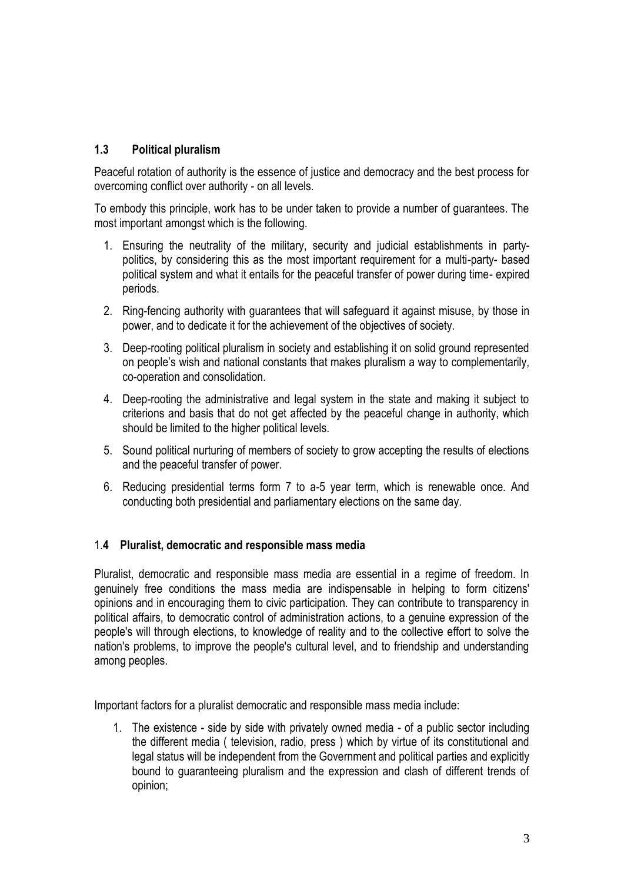### 1.3 Political pluralism

Peaceful rotation of authority is the essence of justice and democracy and the best process for overcoming conflict over authority - on all levels.

To embody this principle, work has to be under taken to provide a number of guarantees. The most important amongst which is the following.

1. Ensuring the neutrality of the military, security and judicial establishments in party-politics, by considering this as the most important requirement for a multi-party- based political system and what it entails for the peaceful transfer of power during time- expired periods.
2. Ring-fencing authority with guarantees that will safeguard it against misuse, by those in power, and to dedicate it for the achievement of the objectives of society.
3. Deep-rooting political pluralism in society and establishing it on solid ground represented on people's wish and national constants that makes pluralism a way to complementarily, co-operation and consolidation.
4. Deep-rooting the administrative and legal system in the state and making it subject to criterions and basis that do not get affected by the peaceful change in authority, which should be limited to the higher political levels.
5. Sound political nurturing of members of society to grow accepting the results of elections and the peaceful transfer of power.
6. Reducing presidential terms form 7 to a-5 year term, which is renewable once. And conducting both presidential and parliamentary elections on the same day.

### 1.4 Pluralist, democratic and responsible mass media

Pluralist, democratic and responsible mass media are essential in a regime of freedom. In genuinely free conditions the mass media are indispensable in helping to form citizens' opinions and in encouraging them to civic participation. They can contribute to transparency in political affairs, to democratic control of administration actions, to a genuine expression of the people's will through elections, to knowledge of reality and to the collective effort to solve the nation's problems, to improve the people's cultural level, and to friendship and understanding among peoples.

Important factors for a pluralist democratic and responsible mass media include:

1. The existence - side by side with privately owned media - of a public sector including the different media ( television, radio, press ) which by virtue of its constitutional and legal status will be independent from the Government and political parties and explicitly bound to guaranteeing pluralism and the expression and clash of different trends of opinion;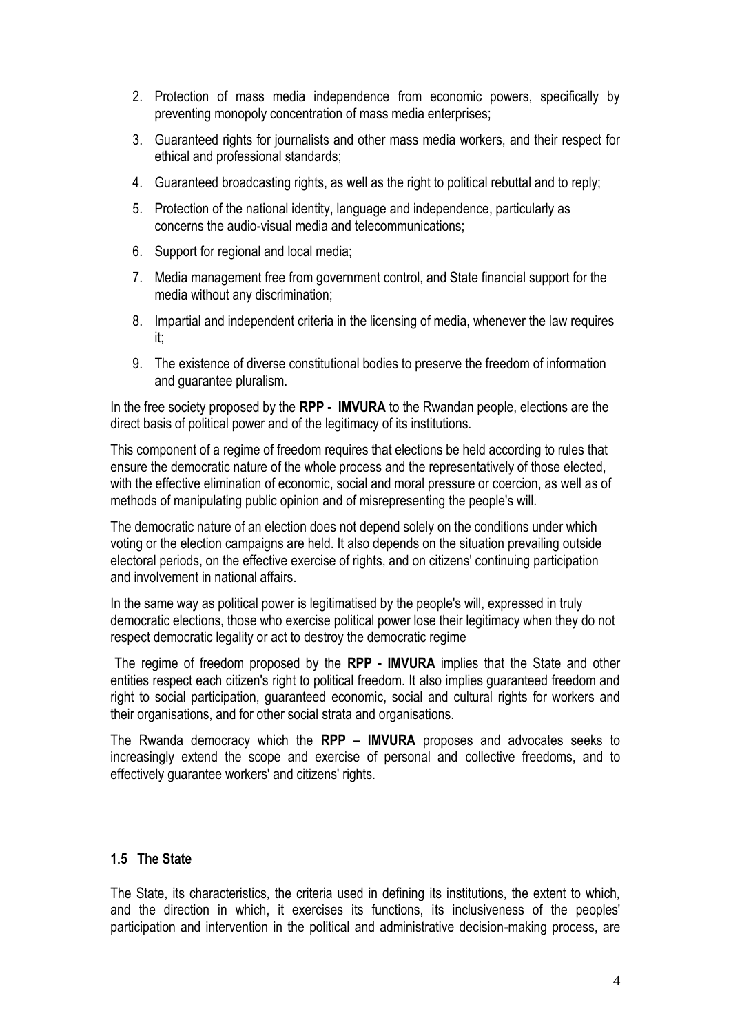2. Protection of mass media independence from economic powers, specifically by preventing monopoly concentration of mass media enterprises;
3. Guaranteed rights for journalists and other mass media workers, and their respect for ethical and professional standards;
4. Guaranteed broadcasting rights, as well as the right to political rebuttal and to reply;
5. Protection of the national identity, language and independence, particularly as concerns the audio-visual media and telecommunications;
6. Support for regional and local media;
7. Media management free from government control, and State financial support for the media without any discrimination;
8. Impartial and independent criteria in the licensing of media, whenever the law requires it;
9. The existence of diverse constitutional bodies to preserve the freedom of information and guarantee pluralism.

In the free society proposed by the **RPP - IMVURA** to the Rwandan people, elections are the direct basis of political power and of the legitimacy of its institutions.

This component of a regime of freedom requires that elections be held according to rules that ensure the democratic nature of the whole process and the representatively of those elected, with the effective elimination of economic, social and moral pressure or coercion, as well as of methods of manipulating public opinion and of misrepresenting the people's will.

The democratic nature of an election does not depend solely on the conditions under which voting or the election campaigns are held. It also depends on the situation prevailing outside electoral periods, on the effective exercise of rights, and on citizens' continuing participation and involvement in national affairs.

In the same way as political power is legitimatised by the people's will, expressed in truly democratic elections, those who exercise political power lose their legitimacy when they do not respect democratic legality or act to destroy the democratic regime

The regime of freedom proposed by the **RPP - IMVURA** implies that the State and other entities respect each citizen's right to political freedom. It also implies guaranteed freedom and right to social participation, guaranteed economic, social and cultural rights for workers and their organisations, and for other social strata and organisations.

The Rwanda democracy which the **RPP – IMVURA** proposes and advocates seeks to increasingly extend the scope and exercise of personal and collective freedoms, and to effectively guarantee workers' and citizens' rights.

### 1.5 The State

The State, its characteristics, the criteria used in defining its institutions, the extent to which, and the direction in which, it exercises its functions, its inclusiveness of the peoples' participation and intervention in the political and administrative decision-making process, are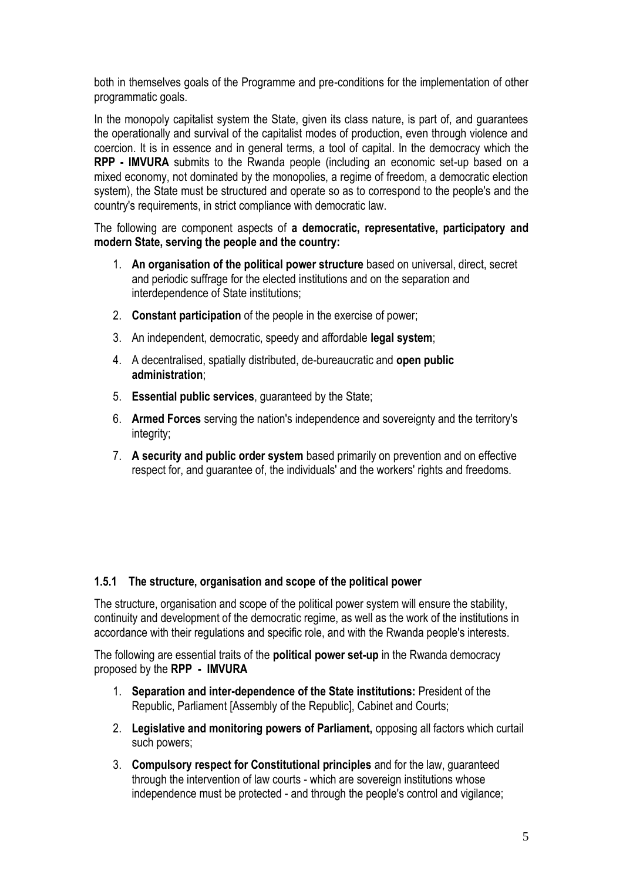both in themselves goals of the Programme and pre-conditions for the implementation of other programmatic goals.

In the monopoly capitalist system the State, given its class nature, is part of, and guarantees the operationally and survival of the capitalist modes of production, even through violence and coercion. It is in essence and in general terms, a tool of capital. In the democracy which the **RPP - IMVURA** submits to the Rwanda people (including an economic set-up based on a mixed economy, not dominated by the monopolies, a regime of freedom, a democratic election system), the State must be structured and operate so as to correspond to the people's and the country's requirements, in strict compliance with democratic law.

The following are component aspects of **a democratic, representative, participatory and modern State, serving the people and the country:**

1. **An organisation of the political power structure** based on universal, direct, secret and periodic suffrage for the elected institutions and on the separation and interdependence of State institutions;
2. **Constant participation** of the people in the exercise of power;
3. An independent, democratic, speedy and affordable **legal system**;
4. A decentralised, spatially distributed, de-bureaucratic and **open public administration**;
5. **Essential public services**, guaranteed by the State;
6. **Armed Forces** serving the nation's independence and sovereignty and the territory's integrity;
7. **A security and public order system** based primarily on prevention and on effective respect for, and guarantee of, the individuals' and the workers' rights and freedoms.

### 1.5.1 The structure, organisation and scope of the political power

The structure, organisation and scope of the political power system will ensure the stability, continuity and development of the democratic regime, as well as the work of the institutions in accordance with their regulations and specific role, and with the Rwanda people's interests.

The following are essential traits of the **political power set-up** in the Rwanda democracy proposed by the **RPP - IMVURA**

1. **Separation and inter-dependence of the State institutions:** President of the Republic, Parliament [Assembly of the Republic], Cabinet and Courts;
2. **Legislative and monitoring powers of Parliament,** opposing all factors which curtail such powers;
3. **Compulsory respect for Constitutional principles** and for the law, guaranteed through the intervention of law courts - which are sovereign institutions whose independence must be protected - and through the people's control and vigilance;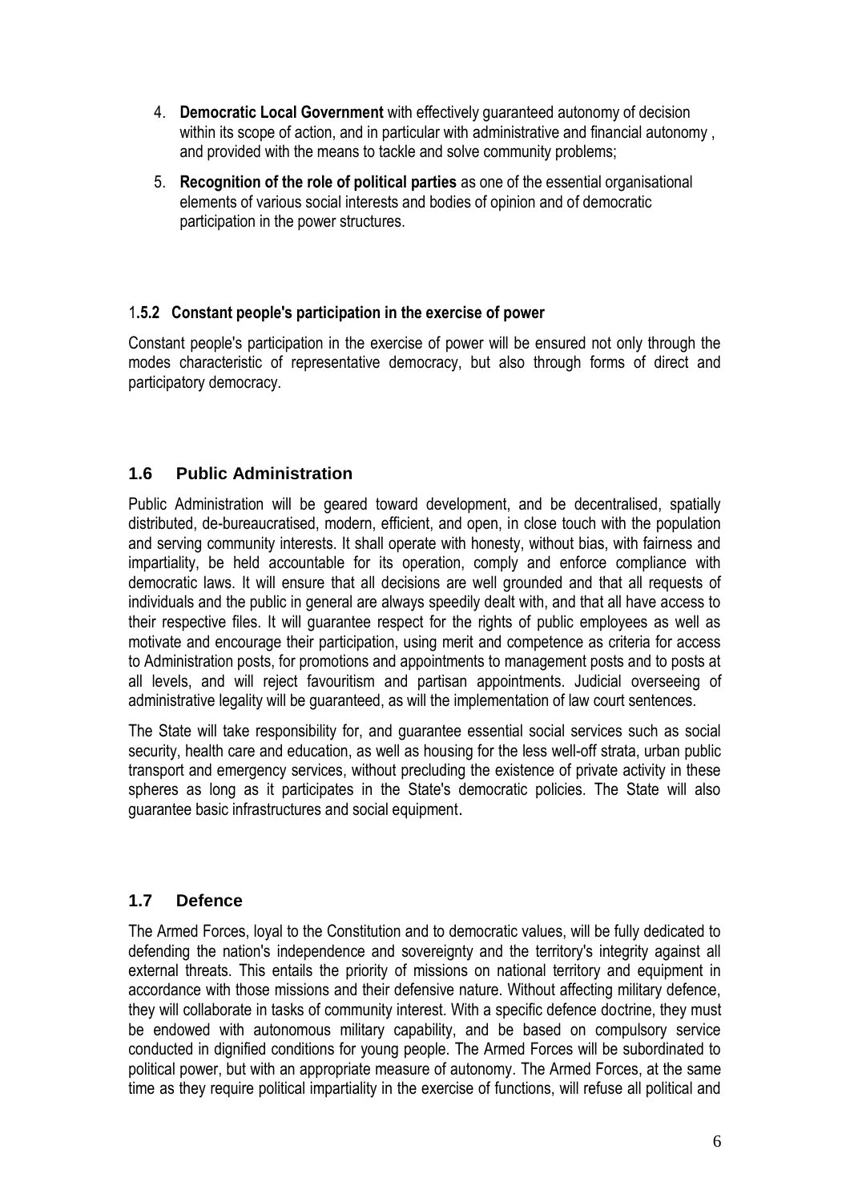4. **Democratic Local Government** with effectively guaranteed autonomy of decision within its scope of action, and in particular with administrative and financial autonomy , and provided with the means to tackle and solve community problems;

5. **Recognition of the role of political parties** as one of the essential organisational elements of various social interests and bodies of opinion and of democratic participation in the power structures.

### 1.5.2 Constant people's participation in the exercise of power

Constant people's participation in the exercise of power will be ensured not only through the modes characteristic of representative democracy, but also through forms of direct and participatory democracy.

## 1.6 Public Administration

Public Administration will be geared toward development, and be decentralised, spatially distributed, de-bureaucratised, modern, efficient, and open, in close touch with the population and serving community interests. It shall operate with honesty, without bias, with fairness and impartiality, be held accountable for its operation, comply and enforce compliance with democratic laws. It will ensure that all decisions are well grounded and that all requests of individuals and the public in general are always speedily dealt with, and that all have access to their respective files. It will guarantee respect for the rights of public employees as well as motivate and encourage their participation, using merit and competence as criteria for access to Administration posts, for promotions and appointments to management posts and to posts at all levels, and will reject favouritism and partisan appointments. Judicial overseeing of administrative legality will be guaranteed, as will the implementation of law court sentences.

The State will take responsibility for, and guarantee essential social services such as social security, health care and education, as well as housing for the less well-off strata, urban public transport and emergency services, without precluding the existence of private activity in these spheres as long as it participates in the State's democratic policies. The State will also guarantee basic infrastructures and social equipment.

## 1.7 Defence

The Armed Forces, loyal to the Constitution and to democratic values, will be fully dedicated to defending the nation's independence and sovereignty and the territory's integrity against all external threats. This entails the priority of missions on national territory and equipment in accordance with those missions and their defensive nature. Without affecting military defence, they will collaborate in tasks of community interest. With a specific defence doctrine, they must be endowed with autonomous military capability, and be based on compulsory service conducted in dignified conditions for young people. The Armed Forces will be subordinated to political power, but with an appropriate measure of autonomy. The Armed Forces, at the same time as they require political impartiality in the exercise of functions, will refuse all political and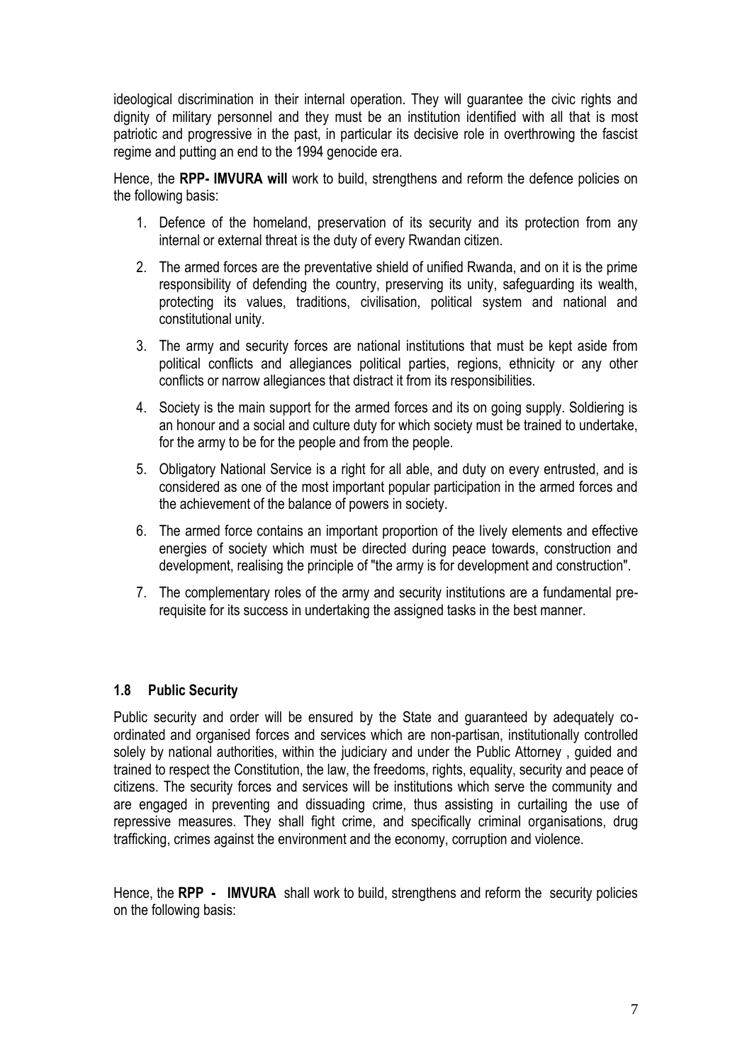ideological discrimination in their internal operation. They will guarantee the civic rights and dignity of military personnel and they must be an institution identified with all that is most patriotic and progressive in the past, in particular its decisive role in overthrowing the fascist regime and putting an end to the 1994 genocide era.

Hence, the **RPP- IMVURA will** work to build, strengthens and reform the defence policies on the following basis:

1. Defence of the homeland, preservation of its security and its protection from any internal or external threat is the duty of every Rwandan citizen.
2. The armed forces are the preventative shield of unified Rwanda, and on it is the prime responsibility of defending the country, preserving its unity, safeguarding its wealth, protecting its values, traditions, civilisation, political system and national and constitutional unity.
3. The army and security forces are national institutions that must be kept aside from political conflicts and allegiances political parties, regions, ethnicity or any other conflicts or narrow allegiances that distract it from its responsibilities.
4. Society is the main support for the armed forces and its on going supply. Soldiering is an honour and a social and culture duty for which society must be trained to undertake, for the army to be for the people and from the people.
5. Obligatory National Service is a right for all able, and duty on every entrusted, and is considered as one of the most important popular participation in the armed forces and the achievement of the balance of powers in society.
6. The armed force contains an important proportion of the lively elements and effective energies of society which must be directed during peace towards, construction and development, realising the principle of "the army is for development and construction".
7. The complementary roles of the army and security institutions are a fundamental pre-requisite for its success in undertaking the assigned tasks in the best manner.

### 1.8 Public Security

Public security and order will be ensured by the State and guaranteed by adequately co-ordinated and organised forces and services which are non-partisan, institutionally controlled solely by national authorities, within the judiciary and under the Public Attorney , guided and trained to respect the Constitution, the law, the freedoms, rights, equality, security and peace of citizens. The security forces and services will be institutions which serve the community and are engaged in preventing and dissuading crime, thus assisting in curtailing the use of repressive measures. They shall fight crime, and specifically criminal organisations, drug trafficking, crimes against the environment and the economy, corruption and violence.

Hence, the **RPP - IMVURA** shall work to build, strengthens and reform the security policies on the following basis: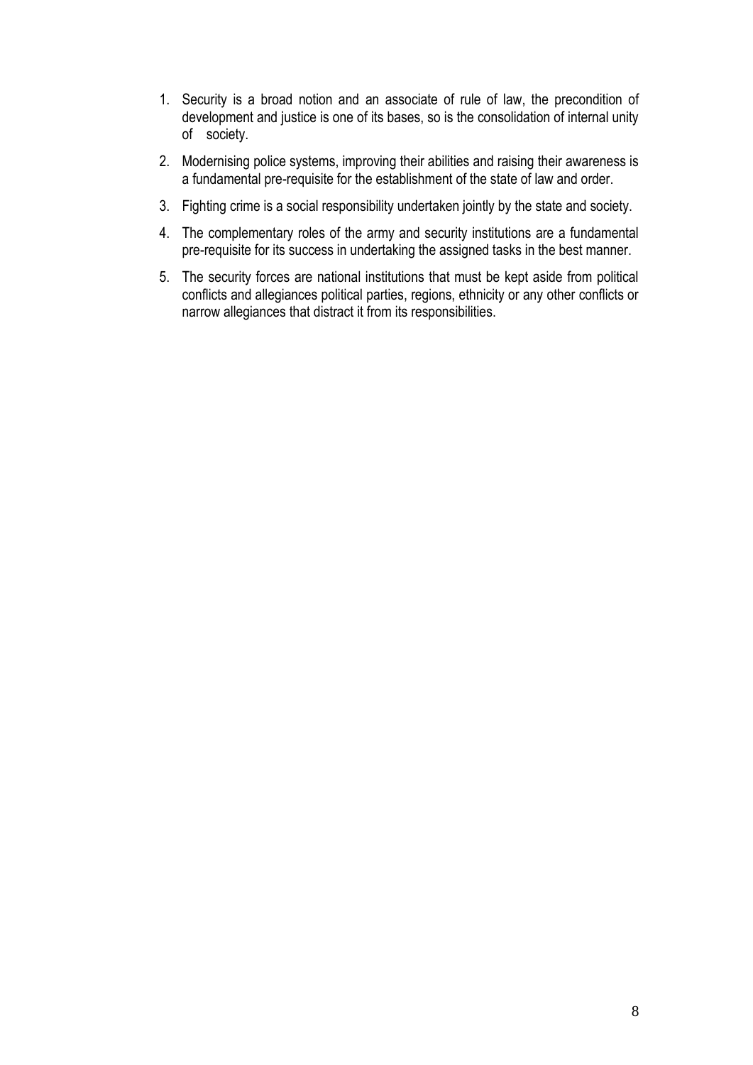1. Security is a broad notion and an associate of rule of law, the precondition of development and justice is one of its bases, so is the consolidation of internal unity of society.
2. Modernising police systems, improving their abilities and raising their awareness is a fundamental pre-requisite for the establishment of the state of law and order.
3. Fighting crime is a social responsibility undertaken jointly by the state and society.
4. The complementary roles of the army and security institutions are a fundamental pre-requisite for its success in undertaking the assigned tasks in the best manner.
5. The security forces are national institutions that must be kept aside from political conflicts and allegiances political parties, regions, ethnicity or any other conflicts or narrow allegiances that distract it from its responsibilities.